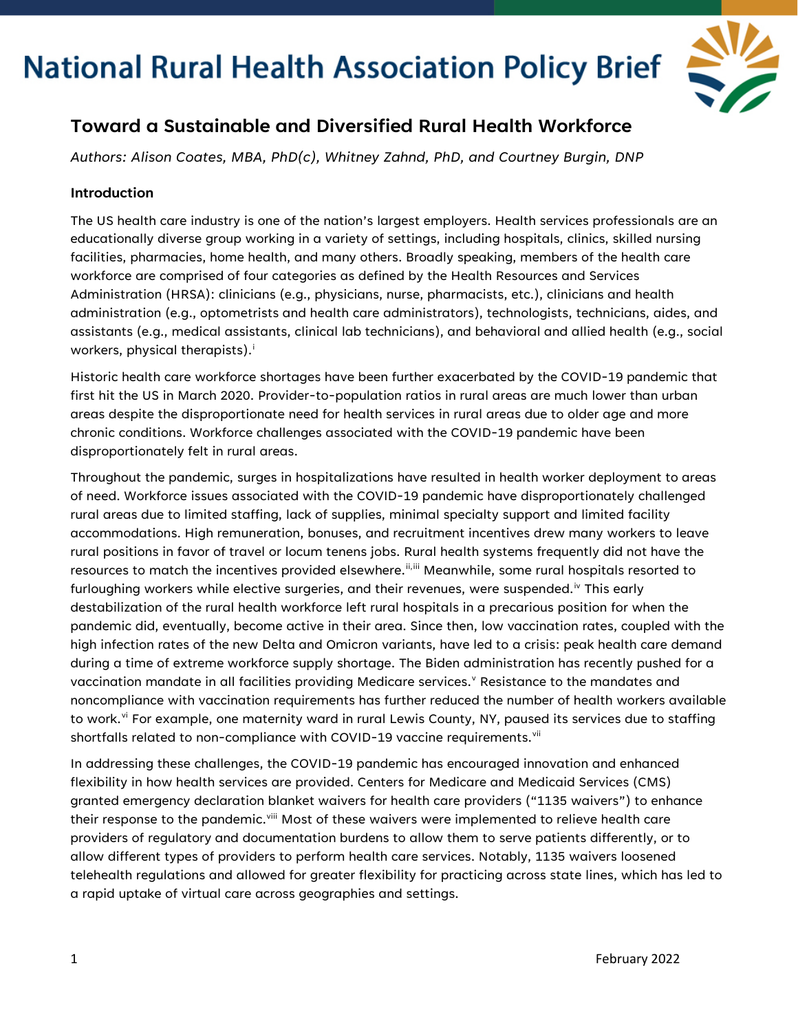# National Rural Health Association Policy Brief

## Toward a Sustainable and Diversified Rural Health Workforce

*Authors: Alison Coates, MBA, PhD(c), Whitney Zahnd, PhD, and Courtney Burgin, DNP*

### Introduction

The US health care industry is one of the nation's largest employers. Health services professionals are an educationally diverse group working in a variety of settings, including hospitals, clinics, skilled nursing facilities, pharmacies, home health, and many others. Broadly speaking, members of the health care workforce are comprised of four categories as defined by the Health Resources and Services Administration (HRSA): clinicians (e.g., physicians, nurse, pharmacists, etc.), clinicians and health administration (e.g., optometrists and health care administrators), technologists, technicians, aides, and assistants (e.g., medical assistants, clinical lab technicians), and behavioral and allied health (e.g., social workers, physical therapists).[i]

Historic health care workforce shortages have been further exacerbated by the COVID-19 pandemic that first hit the US in March 2020. Provider-to-population ratios in rural areas are much lower than urban areas despite the disproportionate need for health services in rural areas due to older age and more chronic conditions. Workforce challenges associated with the COVID-19 pandemic have been disproportionately felt in rural areas.

Throughout the pandemic, surges in hospitalizations have resulted in health worker deployment to areas of need. Workforce issues associated with the COVID-19 pandemic have disproportionately challenged rural areas due to limited staffing, lack of supplies, minimal specialty support and limited facility accommodations. High remuneration, bonuses, and recruitment incentives drew many workers to leave rural positions in favor of travel or locum tenens jobs. Rural health systems frequently did not have the resources to match the incentives provided elsewhere.[ii,iii] Meanwhile, some rural hospitals resorted to furloughing workers while elective surgeries, and their revenues, were suspended.[iv] This early destabilization of the rural health workforce left rural hospitals in a precarious position for when the pandemic did, eventually, become active in their area. Since then, low vaccination rates, coupled with the high infection rates of the new Delta and Omicron variants, have led to a crisis: peak health care demand during a time of extreme workforce supply shortage. The Biden administration has recently pushed for a vaccination mandate in all facilities providing Medicare services.[v] Resistance to the mandates and noncompliance with vaccination requirements has further reduced the number of health workers available to work.[vi] For example, one maternity ward in rural Lewis County, NY, paused its services due to staffing shortfalls related to non-compliance with COVID-19 vaccine requirements.[vii]

In addressing these challenges, the COVID-19 pandemic has encouraged innovation and enhanced flexibility in how health services are provided. Centers for Medicare and Medicaid Services (CMS) granted emergency declaration blanket waivers for health care providers ("1135 waivers") to enhance their response to the pandemic.[viii] Most of these waivers were implemented to relieve health care providers of regulatory and documentation burdens to allow them to serve patients differently, or to allow different types of providers to perform health care services. Notably, 1135 waivers loosened telehealth regulations and allowed for greater flexibility for practicing across state lines, which has led to a rapid uptake of virtual care across geographies and settings.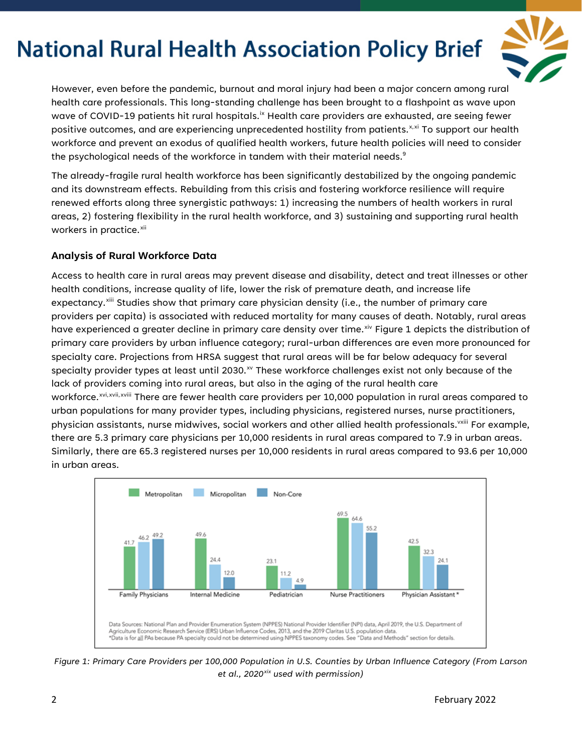However, even before the pandemic, burnout and moral injury had been a major concern among rural health care professionals. This long-standing challenge has been brought to a flashpoint as wave upon wave of COVID-19 patients hit rural hospitals.[ix] Health care providers are exhausted, are seeing fewer positive outcomes, and are experiencing unprecedented hostility from patients.[x,xi] To support our health workforce and prevent an exodus of qualified health workers, future health policies will need to consider the psychological needs of the workforce in tandem with their material needs.[9]

The already-fragile rural health workforce has been significantly destabilized by the ongoing pandemic and its downstream effects. Rebuilding from this crisis and fostering workforce resilience will require renewed efforts along three synergistic pathways: 1) increasing the numbers of health workers in rural areas, 2) fostering flexibility in the rural health workforce, and 3) sustaining and supporting rural health workers in practice.[xii]

### Analysis of Rural Workforce Data

Access to health care in rural areas may prevent disease and disability, detect and treat illnesses or other health conditions, increase quality of life, lower the risk of premature death, and increase life expectancy.[xiii] Studies show that primary care physician density (i.e., the number of primary care providers per capita) is associated with reduced mortality for many causes of death. Notably, rural areas have experienced a greater decline in primary care density over time.[xiv] Figure 1 depicts the distribution of primary care providers by urban influence category; rural-urban differences are even more pronounced for specialty care. Projections from HRSA suggest that rural areas will be far below adequacy for several specialty provider types at least until 2030.[xv] These workforce challenges exist not only because of the lack of providers coming into rural areas, but also in the aging of the rural health care workforce.[xvi,xvii,xviii] There are fewer health care providers per 10,000 population in rural areas compared to urban populations for many provider types, including physicians, registered nurses, nurse practitioners, physician assistants, nurse midwives, social workers and other allied health professionals.[vxiii] For example, there are 5.3 primary care physicians per 10,000 residents in rural areas compared to 7.9 in urban areas. Similarly, there are 65.3 registered nurses per 10,000 residents in rural areas compared to 93.6 per 10,000 in urban areas.

| | Metropolitan | Micropolitan | Non-Core |
|---|---|---|---|
| Family Physicians | 41.7 | 46.2 | 49.2 |
| Internal Medicine | 49.6 | 24.4 | 12.0 |
| Pediatrician | 23.1 | 11.2 | 4.9 |
| Nurse Practitioners | 69.5 | 64.6 | 55.2 |
| Physician Assistant* | 42.5 | 32.3 | 24.1 |

Data Sources: National Plan and Provider Enumeration System (NPPES) National Provider Identifier (NPI) data, April 2019, the U.S. Department of Agriculture Economic Research Service (ERS) Urban Influence Codes, 2013, and the 2019 Claritas U.S. population data.
*Data is for all PAs because PA specialty could not be determined using NPPES taxonomy codes. See "Data and Methods" section for details.

*Figure 1: Primary Care Providers per 100,000 Population in U.S. Counties by Urban Influence Category (From Larson et al., 2020[xix] used with permission)*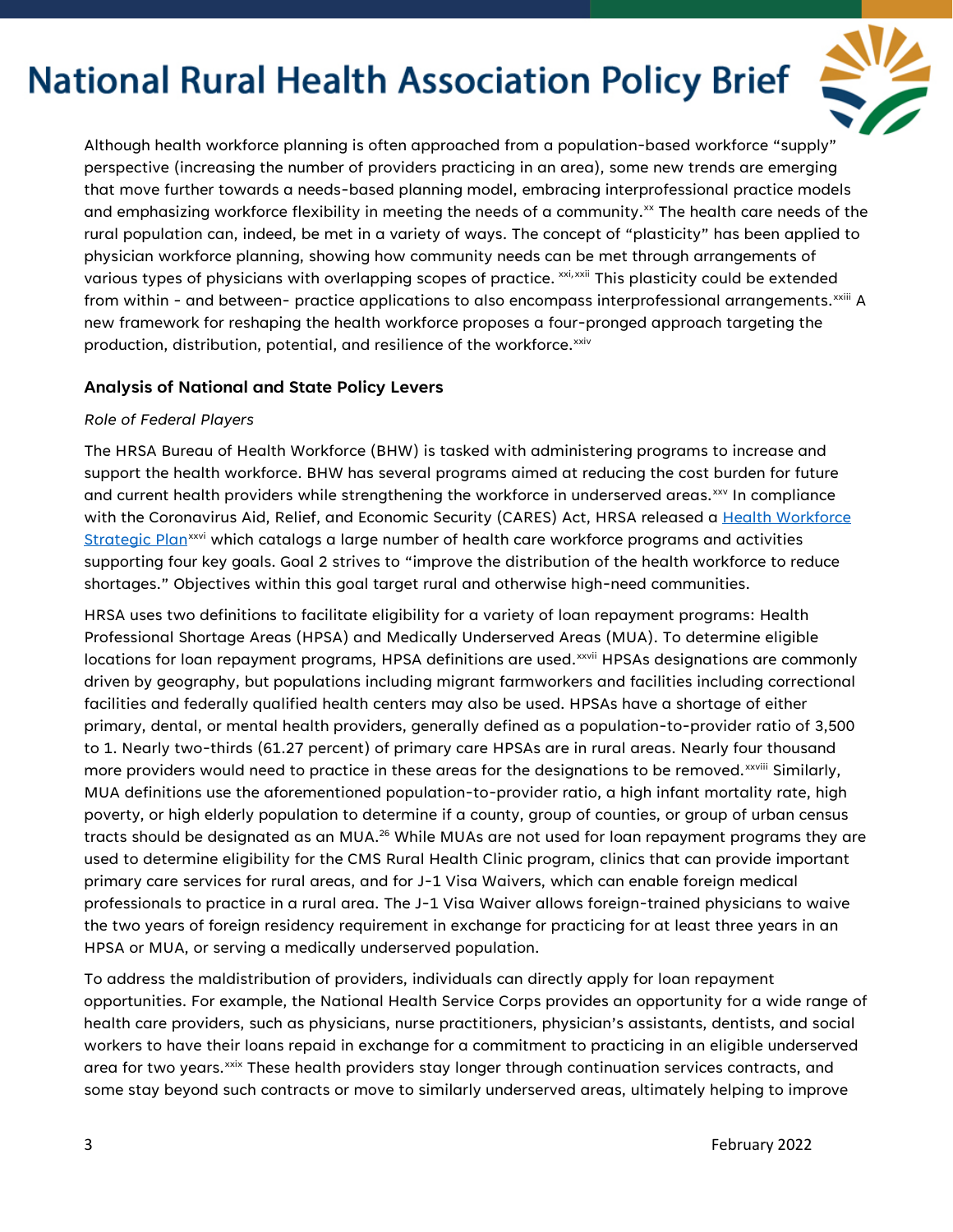Although health workforce planning is often approached from a population-based workforce "supply" perspective (increasing the number of providers practicing in an area), some new trends are emerging that move further towards a needs-based planning model, embracing interprofessional practice models and emphasizing workforce flexibility in meeting the needs of a community.[xx] The health care needs of the rural population can, indeed, be met in a variety of ways. The concept of "plasticity" has been applied to physician workforce planning, showing how community needs can be met through arrangements of various types of physicians with overlapping scopes of practice. [xxi,xxii] This plasticity could be extended from within - and between- practice applications to also encompass interprofessional arrangements.[xxiii] A new framework for reshaping the health workforce proposes a four-pronged approach targeting the production, distribution, potential, and resilience of the workforce.[xxiv]

### Analysis of National and State Policy Levers

*Role of Federal Players*

The HRSA Bureau of Health Workforce (BHW) is tasked with administering programs to increase and support the health workforce. BHW has several programs aimed at reducing the cost burden for future and current health providers while strengthening the workforce in underserved areas.[xxv] In compliance with the Coronavirus Aid, Relief, and Economic Security (CARES) Act, HRSA released a [Health Workforce Strategic Plan][xxvi] which catalogs a large number of health care workforce programs and activities supporting four key goals. Goal 2 strives to "improve the distribution of the health workforce to reduce shortages." Objectives within this goal target rural and otherwise high-need communities.

HRSA uses two definitions to facilitate eligibility for a variety of loan repayment programs: Health Professional Shortage Areas (HPSA) and Medically Underserved Areas (MUA). To determine eligible locations for loan repayment programs, HPSA definitions are used.[xxvii] HPSAs designations are commonly driven by geography, but populations including migrant farmworkers and facilities including correctional facilities and federally qualified health centers may also be used. HPSAs have a shortage of either primary, dental, or mental health providers, generally defined as a population-to-provider ratio of 3,500 to 1. Nearly two-thirds (61.27 percent) of primary care HPSAs are in rural areas. Nearly four thousand more providers would need to practice in these areas for the designations to be removed.[xxviii] Similarly, MUA definitions use the aforementioned population-to-provider ratio, a high infant mortality rate, high poverty, or high elderly population to determine if a county, group of counties, or group of urban census tracts should be designated as an MUA.[26] While MUAs are not used for loan repayment programs they are used to determine eligibility for the CMS Rural Health Clinic program, clinics that can provide important primary care services for rural areas, and for J-1 Visa Waivers, which can enable foreign medical professionals to practice in a rural area. The J-1 Visa Waiver allows foreign-trained physicians to waive the two years of foreign residency requirement in exchange for practicing for at least three years in an HPSA or MUA, or serving a medically underserved population.

To address the maldistribution of providers, individuals can directly apply for loan repayment opportunities. For example, the National Health Service Corps provides an opportunity for a wide range of health care providers, such as physicians, nurse practitioners, physician's assistants, dentists, and social workers to have their loans repaid in exchange for a commitment to practicing in an eligible underserved area for two years.[xxix] These health providers stay longer through continuation services contracts, and some stay beyond such contracts or move to similarly underserved areas, ultimately helping to improve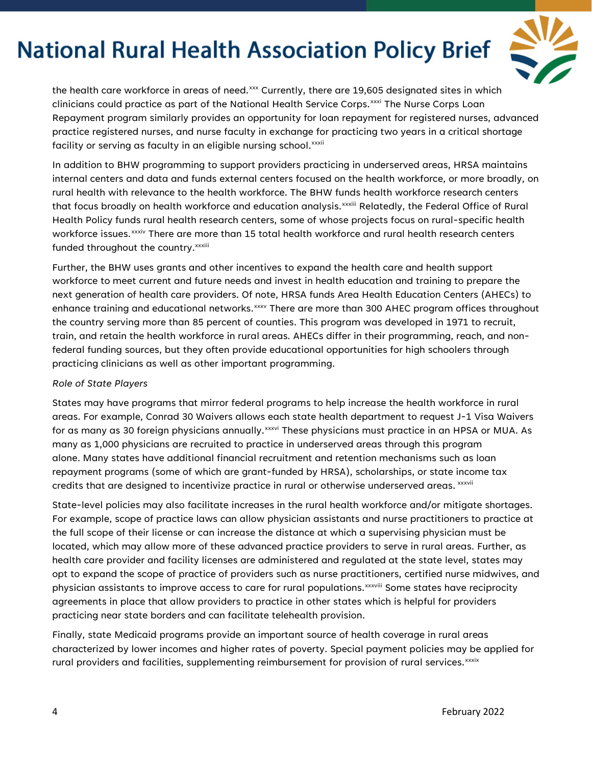the health care workforce in areas of need.[xxx] Currently, there are 19,605 designated sites in which clinicians could practice as part of the National Health Service Corps.[xxxi] The Nurse Corps Loan Repayment program similarly provides an opportunity for loan repayment for registered nurses, advanced practice registered nurses, and nurse faculty in exchange for practicing two years in a critical shortage facility or serving as faculty in an eligible nursing school.[xxxii]

In addition to BHW programming to support providers practicing in underserved areas, HRSA maintains internal centers and data and funds external centers focused on the health workforce, or more broadly, on rural health with relevance to the health workforce. The BHW funds health workforce research centers that focus broadly on health workforce and education analysis.[xxxiii] Relatedly, the Federal Office of Rural Health Policy funds rural health research centers, some of whose projects focus on rural-specific health workforce issues.[xxxiv] There are more than 15 total health workforce and rural health research centers funded throughout the country.[xxxiii]

Further, the BHW uses grants and other incentives to expand the health care and health support workforce to meet current and future needs and invest in health education and training to prepare the next generation of health care providers. Of note, HRSA funds Area Health Education Centers (AHECs) to enhance training and educational networks.[xxxv] There are more than 300 AHEC program offices throughout the country serving more than 85 percent of counties. This program was developed in 1971 to recruit, train, and retain the health workforce in rural areas. AHECs differ in their programming, reach, and non-federal funding sources, but they often provide educational opportunities for high schoolers through practicing clinicians as well as other important programming.

*Role of State Players*

States may have programs that mirror federal programs to help increase the health workforce in rural areas. For example, Conrad 30 Waivers allows each state health department to request J-1 Visa Waivers for as many as 30 foreign physicians annually.[xxxvi] These physicians must practice in an HPSA or MUA. As many as 1,000 physicians are recruited to practice in underserved areas through this program alone. Many states have additional financial recruitment and retention mechanisms such as loan repayment programs (some of which are grant-funded by HRSA), scholarships, or state income tax credits that are designed to incentivize practice in rural or otherwise underserved areas. [xxxvii]

State-level policies may also facilitate increases in the rural health workforce and/or mitigate shortages. For example, scope of practice laws can allow physician assistants and nurse practitioners to practice at the full scope of their license or can increase the distance at which a supervising physician must be located, which may allow more of these advanced practice providers to serve in rural areas. Further, as health care provider and facility licenses are administered and regulated at the state level, states may opt to expand the scope of practice of providers such as nurse practitioners, certified nurse midwives, and physician assistants to improve access to care for rural populations.[xxxviii] Some states have reciprocity agreements in place that allow providers to practice in other states which is helpful for providers practicing near state borders and can facilitate telehealth provision.

Finally, state Medicaid programs provide an important source of health coverage in rural areas characterized by lower incomes and higher rates of poverty. Special payment policies may be applied for rural providers and facilities, supplementing reimbursement for provision of rural services.[xxxix]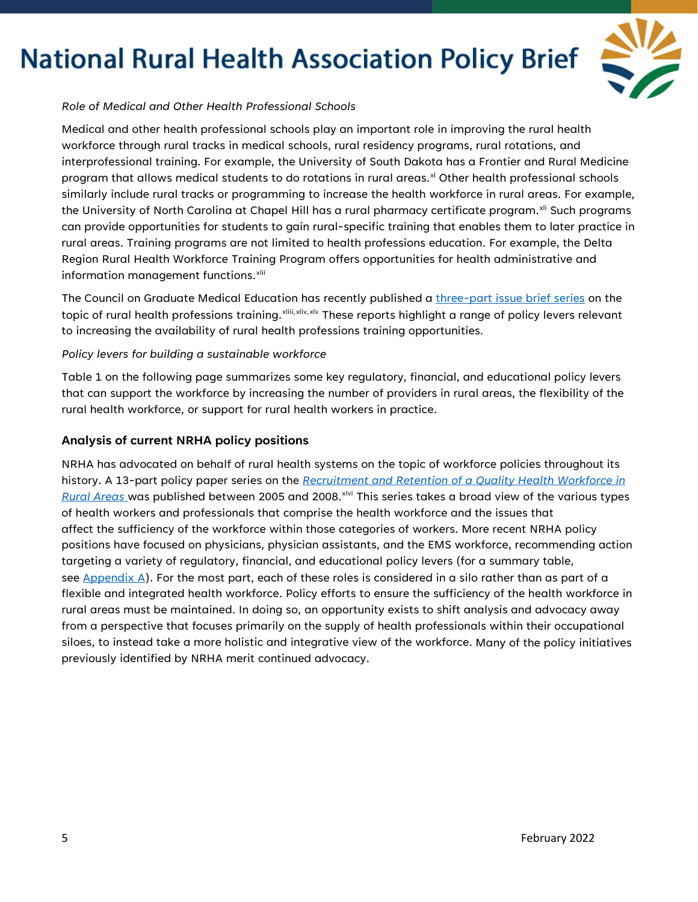*Role of Medical and Other Health Professional Schools*

Medical and other health professional schools play an important role in improving the rural health workforce through rural tracks in medical schools, rural residency programs, rural rotations, and interprofessional training. For example, the University of South Dakota has a Frontier and Rural Medicine program that allows medical students to do rotations in rural areas.[xl] Other health professional schools similarly include rural tracks or programming to increase the health workforce in rural areas. For example, the University of North Carolina at Chapel Hill has a rural pharmacy certificate program.[xli] Such programs can provide opportunities for students to gain rural-specific training that enables them to later practice in rural areas. Training programs are not limited to health professions education. For example, the Delta Region Rural Health Workforce Training Program offers opportunities for health administrative and information management functions.[xlii]

The Council on Graduate Medical Education has recently published a three-part issue brief series on the topic of rural health professions training.[xliii, xliv, xlv] These reports highlight a range of policy levers relevant to increasing the availability of rural health professions training opportunities.

*Policy levers for building a sustainable workforce*

Table 1 on the following page summarizes some key regulatory, financial, and educational policy levers that can support the workforce by increasing the number of providers in rural areas, the flexibility of the rural health workforce, or support for rural health workers in practice.

### Analysis of current NRHA policy positions

NRHA has advocated on behalf of rural health systems on the topic of workforce policies throughout its history. A 13-part policy paper series on the *Recruitment and Retention of a Quality Health Workforce in Rural Areas* was published between 2005 and 2008.[xlvi] This series takes a broad view of the various types of health workers and professionals that comprise the health workforce and the issues that affect the sufficiency of the workforce within those categories of workers. More recent NRHA policy positions have focused on physicians, physician assistants, and the EMS workforce, recommending action targeting a variety of regulatory, financial, and educational policy levers (for a summary table, see Appendix A). For the most part, each of these roles is considered in a silo rather than as part of a flexible and integrated health workforce. Policy efforts to ensure the sufficiency of the health workforce in rural areas must be maintained. In doing so, an opportunity exists to shift analysis and advocacy away from a perspective that focuses primarily on the supply of health professionals within their occupational siloes, to instead take a more holistic and integrative view of the workforce. Many of the policy initiatives previously identified by NRHA merit continued advocacy.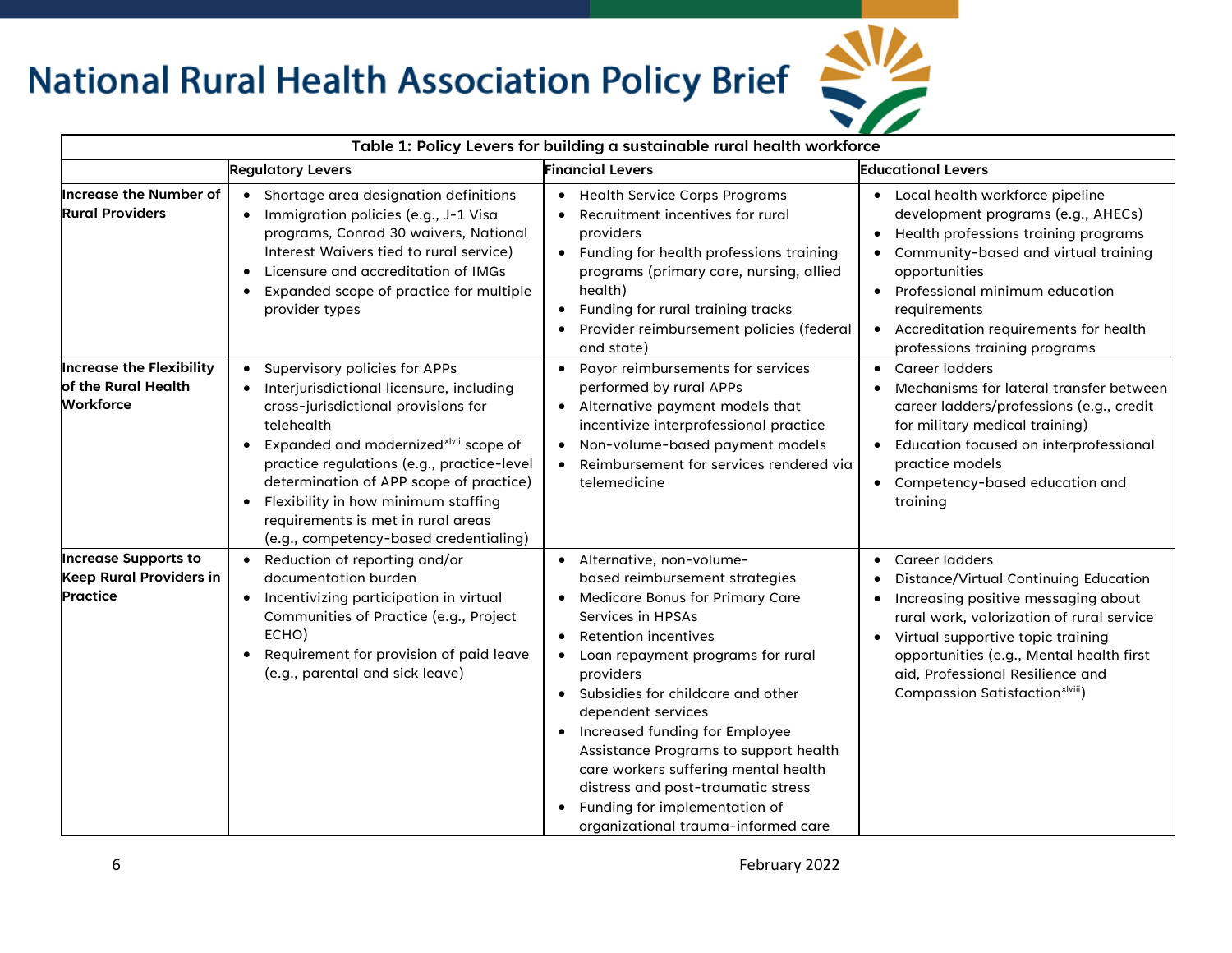| Table 1: Policy Levers for building a sustainable rural health workforce | | | |
|---|---|---|---|
| | **Regulatory Levers** | **Financial Levers** | **Educational Levers** |
| **Increase the Number of Rural Providers** | • Shortage area designation definitions<br>• Immigration policies (e.g., J-1 Visa programs, Conrad 30 waivers, National Interest Waivers tied to rural service)<br>• Licensure and accreditation of IMGs<br>• Expanded scope of practice for multiple provider types | • Health Service Corps Programs<br>• Recruitment incentives for rural providers<br>• Funding for health professions training programs (primary care, nursing, allied health)<br>• Funding for rural training tracks<br>• Provider reimbursement policies (federal and state) | • Local health workforce pipeline development programs (e.g., AHECs)<br>• Health professions training programs<br>• Community-based and virtual training opportunities<br>• Professional minimum education requirements<br>• Accreditation requirements for health professions training programs |
| **Increase the Flexibility of the Rural Health Workforce** | • Supervisory policies for APPs<br>• Interjurisdictional licensure, including cross-jurisdictional provisions for telehealth<br>• Expanded and modernized[xlvii] scope of practice regulations (e.g., practice-level determination of APP scope of practice)<br>• Flexibility in how minimum staffing requirements is met in rural areas (e.g., competency-based credentialing) | • Payor reimbursements for services performed by rural APPs<br>• Alternative payment models that incentivize interprofessional practice<br>• Non-volume-based payment models<br>• Reimbursement for services rendered via telemedicine | • Career ladders<br>• Mechanisms for lateral transfer between career ladders/professions (e.g., credit for military medical training)<br>• Education focused on interprofessional practice models<br>• Competency-based education and training |
| **Increase Supports to Keep Rural Providers in Practice** | • Reduction of reporting and/or documentation burden<br>• Incentivizing participation in virtual Communities of Practice (e.g., Project ECHO)<br>• Requirement for provision of paid leave (e.g., parental and sick leave) | • Alternative, non-volume-based reimbursement strategies<br>• Medicare Bonus for Primary Care Services in HPSAs<br>• Retention incentives<br>• Loan repayment programs for rural providers<br>• Subsidies for childcare and other dependent services<br>• Increased funding for Employee Assistance Programs to support health care workers suffering mental health distress and post-traumatic stress<br>• Funding for implementation of organizational trauma-informed care | • Career ladders<br>• Distance/Virtual Continuing Education<br>• Increasing positive messaging about rural work, valorization of rural service<br>• Virtual supportive topic training opportunities (e.g., Mental health first aid, Professional Resilience and Compassion Satisfaction[xlviii]) |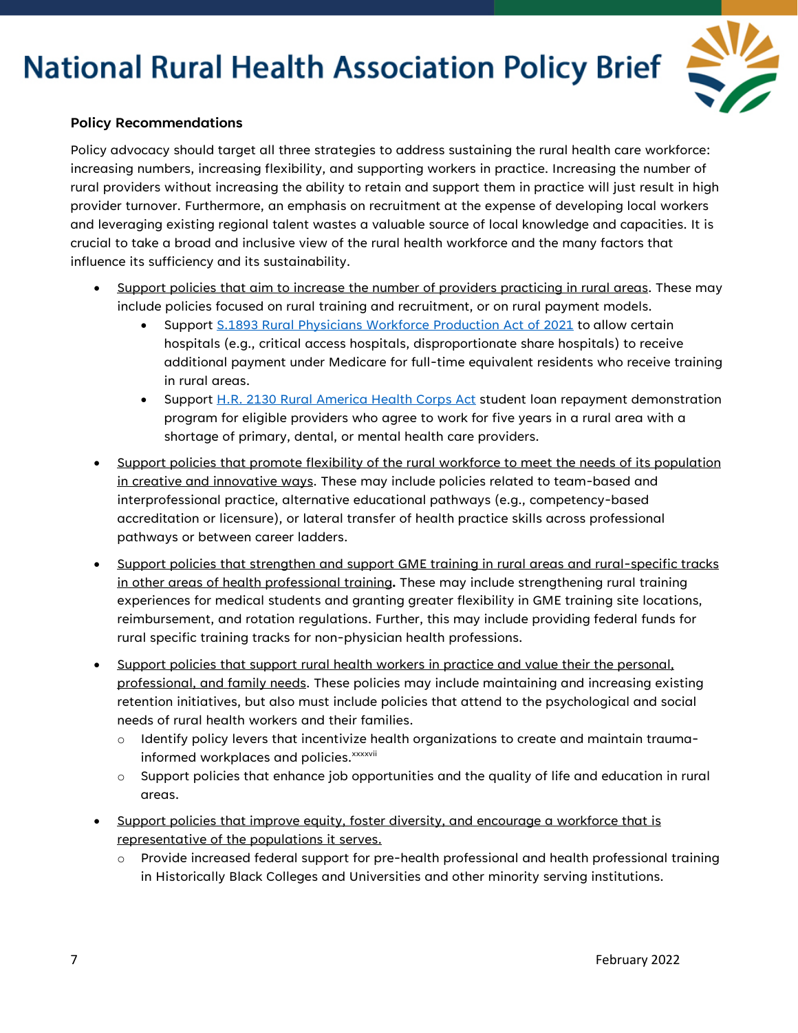**Policy Recommendations**

Policy advocacy should target all three strategies to address sustaining the rural health care workforce: increasing numbers, increasing flexibility, and supporting workers in practice. Increasing the number of rural providers without increasing the ability to retain and support them in practice will just result in high provider turnover. Furthermore, an emphasis on recruitment at the expense of developing local workers and leveraging existing regional talent wastes a valuable source of local knowledge and capacities. It is crucial to take a broad and inclusive view of the rural health workforce and the many factors that influence its sufficiency and its sustainability.

- Support policies that aim to increase the number of providers practicing in rural areas. These may include policies focused on rural training and recruitment, or on rural payment models.
  - Support S.1893 Rural Physicians Workforce Production Act of 2021 to allow certain hospitals (e.g., critical access hospitals, disproportionate share hospitals) to receive additional payment under Medicare for full-time equivalent residents who receive training in rural areas.
  - Support H.R. 2130 Rural America Health Corps Act student loan repayment demonstration program for eligible providers who agree to work for five years in a rural area with a shortage of primary, dental, or mental health care providers.
- Support policies that promote flexibility of the rural workforce to meet the needs of its population in creative and innovative ways. These may include policies related to team-based and interprofessional practice, alternative educational pathways (e.g., competency-based accreditation or licensure), or lateral transfer of health practice skills across professional pathways or between career ladders.
- Support policies that strengthen and support GME training in rural areas and rural-specific tracks in other areas of health professional training**.** These may include strengthening rural training experiences for medical students and granting greater flexibility in GME training site locations, reimbursement, and rotation regulations. Further, this may include providing federal funds for rural specific training tracks for non-physician health professions.
- Support policies that support rural health workers in practice and value their the personal, professional, and family needs. These policies may include maintaining and increasing existing retention initiatives, but also must include policies that attend to the psychological and social needs of rural health workers and their families.
  - Identify policy levers that incentivize health organizations to create and maintain trauma-informed workplaces and policies.[xxxxvii]
  - Support policies that enhance job opportunities and the quality of life and education in rural areas.
- Support policies that improve equity, foster diversity, and encourage a workforce that is representative of the populations it serves.
  - Provide increased federal support for pre-health professional and health professional training in Historically Black Colleges and Universities and other minority serving institutions.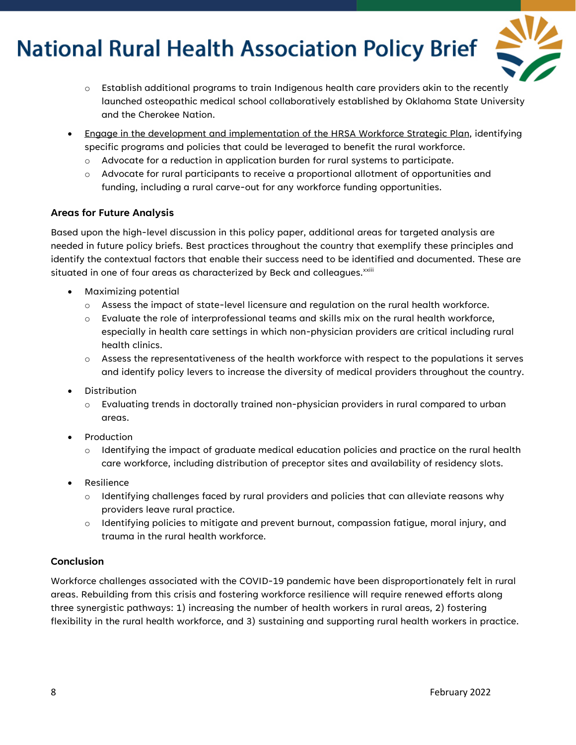- Establish additional programs to train Indigenous health care providers akin to the recently launched osteopathic medical school collaboratively established by Oklahoma State University and the Cherokee Nation.
- Engage in the development and implementation of the HRSA Workforce Strategic Plan, identifying specific programs and policies that could be leveraged to benefit the rural workforce.
  - Advocate for a reduction in application burden for rural systems to participate.
  - Advocate for rural participants to receive a proportional allotment of opportunities and funding, including a rural carve-out for any workforce funding opportunities.

**Areas for Future Analysis**

Based upon the high-level discussion in this policy paper, additional areas for targeted analysis are needed in future policy briefs. Best practices throughout the country that exemplify these principles and identify the contextual factors that enable their success need to be identified and documented. These are situated in one of four areas as characterized by Beck and colleagues.[xxiii]

- Maximizing potential
  - Assess the impact of state-level licensure and regulation on the rural health workforce.
  - Evaluate the role of interprofessional teams and skills mix on the rural health workforce, especially in health care settings in which non-physician providers are critical including rural health clinics.
  - Assess the representativeness of the health workforce with respect to the populations it serves and identify policy levers to increase the diversity of medical providers throughout the country.
- Distribution
  - Evaluating trends in doctorally trained non-physician providers in rural compared to urban areas.
- Production
  - Identifying the impact of graduate medical education policies and practice on the rural health care workforce, including distribution of preceptor sites and availability of residency slots.
- Resilience
  - Identifying challenges faced by rural providers and policies that can alleviate reasons why providers leave rural practice.
  - Identifying policies to mitigate and prevent burnout, compassion fatigue, moral injury, and trauma in the rural health workforce.

**Conclusion**

Workforce challenges associated with the COVID-19 pandemic have been disproportionately felt in rural areas. Rebuilding from this crisis and fostering workforce resilience will require renewed efforts along three synergistic pathways: 1) increasing the number of health workers in rural areas, 2) fostering flexibility in the rural health workforce, and 3) sustaining and supporting rural health workers in practice.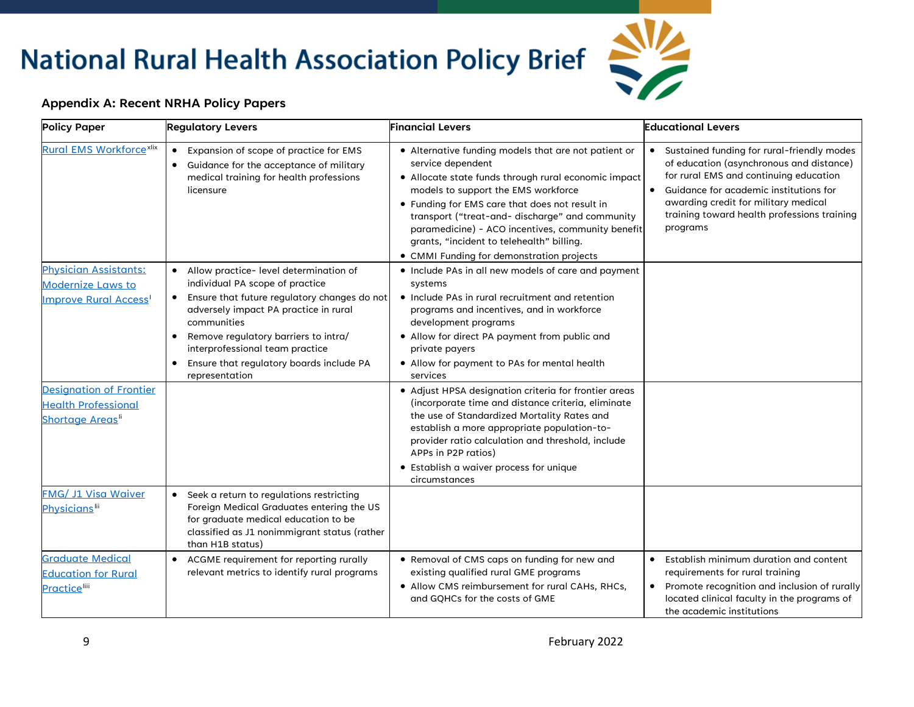## Appendix A: Recent NRHA Policy Papers

| Policy Paper | Regulatory Levers | Financial Levers | Educational Levers |
|---|---|---|---|
| Rural EMS Workforce[xlix] | • Expansion of scope of practice for EMS<br>• Guidance for the acceptance of military medical training for health professions licensure | • Alternative funding models that are not patient or service dependent<br>• Allocate state funds through rural economic impact models to support the EMS workforce<br>• Funding for EMS care that does not result in transport ("treat-and- discharge" and community paramedicine) - ACO incentives, community benefit grants, "incident to telehealth" billing.<br>• CMMI Funding for demonstration projects | • Sustained funding for rural-friendly modes of education (asynchronous and distance) for rural EMS and continuing education<br>• Guidance for academic institutions for awarding credit for military medical training toward health professions training programs |
| Physician Assistants: Modernize Laws to Improve Rural Access[l] | • Allow practice- level determination of individual PA scope of practice<br>• Ensure that future regulatory changes do not adversely impact PA practice in rural communities<br>• Remove regulatory barriers to intra/ interprofessional team practice<br>• Ensure that regulatory boards include PA representation | • Include PAs in all new models of care and payment systems<br>• Include PAs in rural recruitment and retention programs and incentives, and in workforce development programs<br>• Allow for direct PA payment from public and private payers<br>• Allow for payment to PAs for mental health services | |
| Designation of Frontier Health Professional Shortage Areas[li] | | • Adjust HPSA designation criteria for frontier areas (incorporate time and distance criteria, eliminate the use of Standardized Mortality Rates and establish a more appropriate population-to-provider ratio calculation and threshold, include APPs in P2P ratios)<br>• Establish a waiver process for unique circumstances | |
| FMG/ J1 Visa Waiver Physicians[lii] | • Seek a return to regulations restricting Foreign Medical Graduates entering the US for graduate medical education to be classified as J1 nonimmigrant status (rather than H1B status) | | |
| Graduate Medical Education for Rural Practice[liii] | • ACGME requirement for reporting rurally relevant metrics to identify rural programs | • Removal of CMS caps on funding for new and existing qualified rural GME programs<br>• Allow CMS reimbursement for rural CAHs, RHCs, and GQHCs for the costs of GME | • Establish minimum duration and content requirements for rural training<br>• Promote recognition and inclusion of rurally located clinical faculty in the programs of the academic institutions |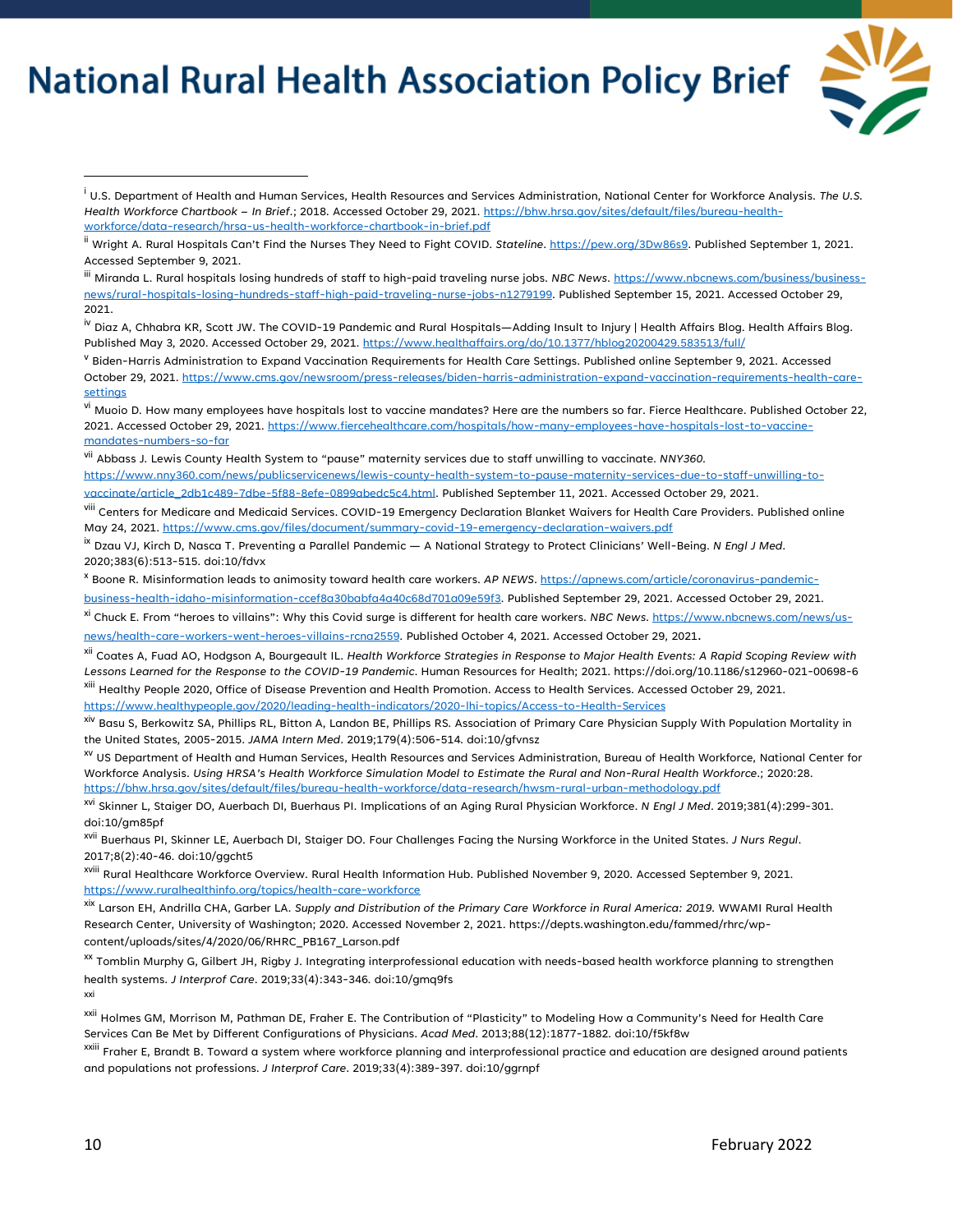[i] U.S. Department of Health and Human Services, Health Resources and Services Administration, National Center for Workforce Analysis. *The U.S. Health Workforce Chartbook – In Brief.*; 2018. Accessed October 29, 2021. https://bhw.hrsa.gov/sites/default/files/bureau-health-workforce/data-research/hrsa-us-health-workforce-chartbook-in-brief.pdf

[ii] Wright A. Rural Hospitals Can't Find the Nurses They Need to Fight COVID. *Stateline*. https://pew.org/3Dw86s9. Published September 1, 2021. Accessed September 9, 2021.

[iii] Miranda L. Rural hospitals losing hundreds of staff to high-paid traveling nurse jobs. *NBC News*. https://www.nbcnews.com/business/business-news/rural-hospitals-losing-hundreds-staff-high-paid-traveling-nurse-jobs-n1279199. Published September 15, 2021. Accessed October 29, 2021.

[iv] Diaz A, Chhabra KR, Scott JW. The COVID-19 Pandemic and Rural Hospitals—Adding Insult to Injury | Health Affairs Blog. Health Affairs Blog. Published May 3, 2020. Accessed October 29, 2021. https://www.healthaffairs.org/do/10.1377/hblog20200429.583513/full/

[v] Biden-Harris Administration to Expand Vaccination Requirements for Health Care Settings. Published online September 9, 2021. Accessed October 29, 2021. https://www.cms.gov/newsroom/press-releases/biden-harris-administration-expand-vaccination-requirements-health-care-settings

[vi] Muoio D. How many employees have hospitals lost to vaccine mandates? Here are the numbers so far. Fierce Healthcare. Published October 22, 2021. Accessed October 29, 2021. https://www.fiercehealthcare.com/hospitals/how-many-employees-have-hospitals-lost-to-vaccine-mandates-numbers-so-far

[vii] Abbass J. Lewis County Health System to "pause" maternity services due to staff unwilling to vaccinate. *NNY360*. https://www.nny360.com/news/publicservicenews/lewis-county-health-system-to-pause-maternity-services-due-to-staff-unwilling-to-vaccinate/article_2db1c489-7dbe-5f88-8efe-0899abedc5c4.html. Published September 11, 2021. Accessed October 29, 2021.

[viii] Centers for Medicare and Medicaid Services. COVID-19 Emergency Declaration Blanket Waivers for Health Care Providers. Published online May 24, 2021. https://www.cms.gov/files/document/summary-covid-19-emergency-declaration-waivers.pdf

[ix] Dzau VJ, Kirch D, Nasca T. Preventing a Parallel Pandemic — A National Strategy to Protect Clinicians' Well-Being. *N Engl J Med*. 2020;383(6):513-515. doi:10/fdvx

[x] Boone R. Misinformation leads to animosity toward health care workers. *AP NEWS*. https://apnews.com/article/coronavirus-pandemic-business-health-idaho-misinformation-ccef8a30babfa4a40c68d701a09e59f3. Published September 29, 2021. Accessed October 29, 2021.

[xi] Chuck E. From "heroes to villains": Why this Covid surge is different for health care workers. *NBC News*. https://www.nbcnews.com/news/us-news/health-care-workers-went-heroes-villains-rcna2559. Published October 4, 2021. Accessed October 29, 2021.

[xii] Coates A, Fuad AO, Hodgson A, Bourgeault IL. *Health Workforce Strategies in Response to Major Health Events: A Rapid Scoping Review with Lessons Learned for the Response to the COVID-19 Pandemic*. Human Resources for Health; 2021. https://doi.org/10.1186/s12960-021-00698-6

[xiii] Healthy People 2020, Office of Disease Prevention and Health Promotion. Access to Health Services. Accessed October 29, 2021. https://www.healthypeople.gov/2020/leading-health-indicators/2020-lhi-topics/Access-to-Health-Services

[xiv] Basu S, Berkowitz SA, Phillips RL, Bitton A, Landon BE, Phillips RS. Association of Primary Care Physician Supply With Population Mortality in the United States, 2005-2015. *JAMA Intern Med*. 2019;179(4):506-514. doi:10/gfvnsz

[xv] US Department of Health and Human Services, Health Resources and Services Administration, Bureau of Health Workforce, National Center for Workforce Analysis. *Using HRSA's Health Workforce Simulation Model to Estimate the Rural and Non-Rural Health Workforce*.; 2020:28. https://bhw.hrsa.gov/sites/default/files/bureau-health-workforce/data-research/hwsm-rural-urban-methodology.pdf

[xvi] Skinner L, Staiger DO, Auerbach DI, Buerhaus PI. Implications of an Aging Rural Physician Workforce. *N Engl J Med*. 2019;381(4):299-301. doi:10/gm85pf

[xvii] Buerhaus PI, Skinner LE, Auerbach DI, Staiger DO. Four Challenges Facing the Nursing Workforce in the United States. *J Nurs Regul*. 2017;8(2):40-46. doi:10/ggcht5

[xviii] Rural Healthcare Workforce Overview. Rural Health Information Hub. Published November 9, 2020. Accessed September 9, 2021. https://www.ruralhealthinfo.org/topics/health-care-workforce

[xix] Larson EH, Andrilla CHA, Garber LA. *Supply and Distribution of the Primary Care Workforce in Rural America: 2019.* WWAMI Rural Health Research Center, University of Washington; 2020. Accessed November 2, 2021. https://depts.washington.edu/fammed/rhrc/wp-content/uploads/sites/4/2020/06/RHRC_PB167_Larson.pdf

[xx] Tomblin Murphy G, Gilbert JH, Rigby J. Integrating interprofessional education with needs-based health workforce planning to strengthen health systems. *J Interprof Care*. 2019;33(4):343-346. doi:10/gmq9fs

[xxi]

[xxii] Holmes GM, Morrison M, Pathman DE, Fraher E. The Contribution of "Plasticity" to Modeling How a Community's Need for Health Care Services Can Be Met by Different Configurations of Physicians. *Acad Med*. 2013;88(12):1877-1882. doi:10/f5kf8w

[xxiii] Fraher E, Brandt B. Toward a system where workforce planning and interprofessional practice and education are designed around patients and populations not professions. *J Interprof Care*. 2019;33(4):389-397. doi:10/ggrnpf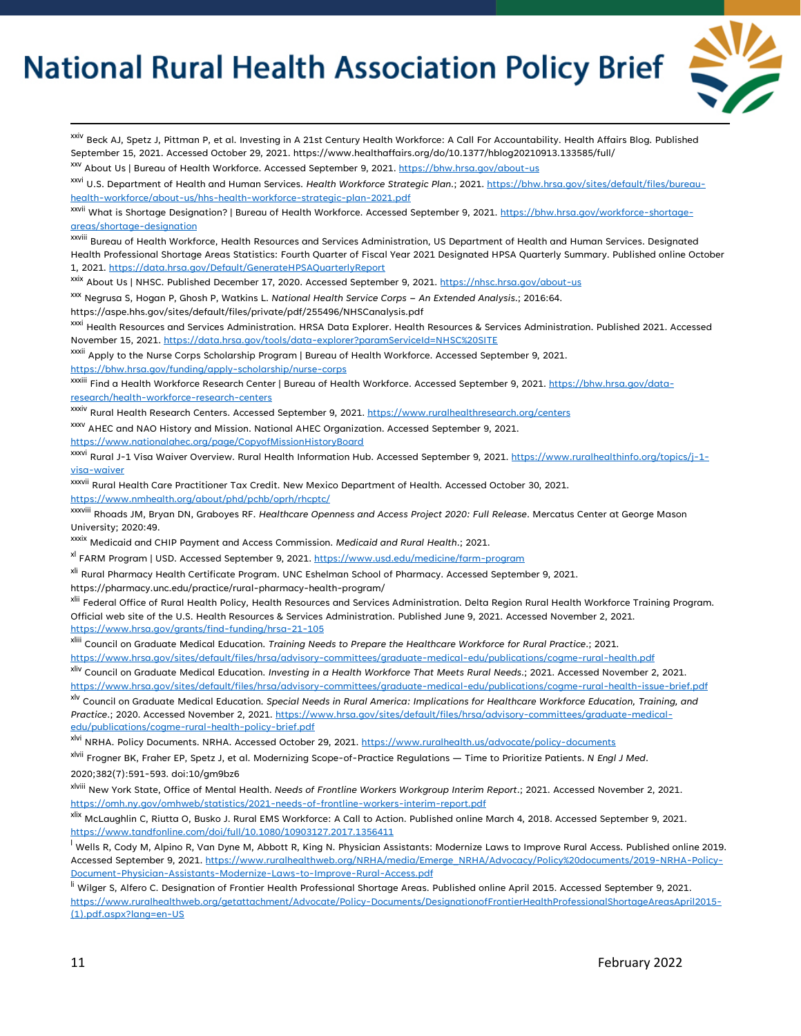[xxiv] Beck AJ, Spetz J, Pittman P, et al. Investing in A 21st Century Health Workforce: A Call For Accountability. Health Affairs Blog. Published September 15, 2021. Accessed October 29, 2021. https://www.healthaffairs.org/do/10.1377/hblog20210913.133585/full/

[xxv] About Us | Bureau of Health Workforce. Accessed September 9, 2021. https://bhw.hrsa.gov/about-us

[xxvi] U.S. Department of Health and Human Services. *Health Workforce Strategic Plan.*; 2021. https://bhw.hrsa.gov/sites/default/files/bureau-health-workforce/about-us/hhs-health-workforce-strategic-plan-2021.pdf

[xxvii] What is Shortage Designation? | Bureau of Health Workforce. Accessed September 9, 2021. https://bhw.hrsa.gov/workforce-shortage-areas/shortage-designation

[xxviii] Bureau of Health Workforce, Health Resources and Services Administration, US Department of Health and Human Services. Designated Health Professional Shortage Areas Statistics: Fourth Quarter of Fiscal Year 2021 Designated HPSA Quarterly Summary. Published online October 1, 2021. https://data.hrsa.gov/Default/GenerateHPSAQuarterlyReport

[xxix] About Us | NHSC. Published December 17, 2020. Accessed September 9, 2021. https://nhsc.hrsa.gov/about-us

[xxx] Negrusa S, Hogan P, Ghosh P, Watkins L. *National Health Service Corps – An Extended Analysis.*; 2016:64. https://aspe.hhs.gov/sites/default/files/private/pdf/255496/NHSCanalysis.pdf

[xxxi] Health Resources and Services Administration. HRSA Data Explorer. Health Resources & Services Administration. Published 2021. Accessed November 15, 2021. https://data.hrsa.gov/tools/data-explorer?paramServiceId=NHSC%20SITE

[xxxii] Apply to the Nurse Corps Scholarship Program | Bureau of Health Workforce. Accessed September 9, 2021. https://bhw.hrsa.gov/funding/apply-scholarship/nurse-corps

[xxxiii] Find a Health Workforce Research Center | Bureau of Health Workforce. Accessed September 9, 2021. https://bhw.hrsa.gov/data-research/health-workforce-research-centers

[xxxiv] Rural Health Research Centers. Accessed September 9, 2021. https://www.ruralhealthresearch.org/centers

[xxxv] AHEC and NAO History and Mission. National AHEC Organization. Accessed September 9, 2021. https://www.nationalahec.org/page/CopyofMissionHistoryBoard

[xxxvi] Rural J-1 Visa Waiver Overview. Rural Health Information Hub. Accessed September 9, 2021. https://www.ruralhealthinfo.org/topics/j-1-visa-waiver

[xxxvii] Rural Health Care Practitioner Tax Credit. New Mexico Department of Health. Accessed October 30, 2021. https://www.nmhealth.org/about/phd/pchb/oprh/rhcptc/

[xxxviii] Rhoads JM, Bryan DN, Graboyes RF. *Healthcare Openness and Access Project 2020: Full Release*. Mercatus Center at George Mason University; 2020:49.

[xxxix] Medicaid and CHIP Payment and Access Commission. *Medicaid and Rural Health.*; 2021.

[xl] FARM Program | USD. Accessed September 9, 2021. https://www.usd.edu/medicine/farm-program

[xli] Rural Pharmacy Health Certificate Program. UNC Eshelman School of Pharmacy. Accessed September 9, 2021. https://pharmacy.unc.edu/practice/rural-pharmacy-health-program/

[xlii] Federal Office of Rural Health Policy, Health Resources and Services Administration. Delta Region Rural Health Workforce Training Program. Official web site of the U.S. Health Resources & Services Administration. Published June 9, 2021. Accessed November 2, 2021. https://www.hrsa.gov/grants/find-funding/hrsa-21-105

[xliii] Council on Graduate Medical Education. *Training Needs to Prepare the Healthcare Workforce for Rural Practice.*; 2021. https://www.hrsa.gov/sites/default/files/hrsa/advisory-committees/graduate-medical-edu/publications/cogme-rural-health.pdf

[xliv] Council on Graduate Medical Education. *Investing in a Health Workforce That Meets Rural Needs.*; 2021. Accessed November 2, 2021. https://www.hrsa.gov/sites/default/files/hrsa/advisory-committees/graduate-medical-edu/publications/cogme-rural-health-issue-brief.pdf

[xlv] Council on Graduate Medical Education. *Special Needs in Rural America: Implications for Healthcare Workforce Education, Training, and Practice.*; 2020. Accessed November 2, 2021. https://www.hrsa.gov/sites/default/files/hrsa/advisory-committees/graduate-medical-edu/publications/cogme-rural-health-policy-brief.pdf

[xlvi] NRHA. Policy Documents. NRHA. Accessed October 29, 2021. https://www.ruralhealth.us/advocate/policy-documents

[xlvii] Frogner BK, Fraher EP, Spetz J, et al. Modernizing Scope-of-Practice Regulations — Time to Prioritize Patients. *N Engl J Med*. 2020;382(7):591-593. doi:10/gm9bz6

[xlviii] New York State, Office of Mental Health. *Needs of Frontline Workers Workgroup Interim Report.*; 2021. Accessed November 2, 2021. https://omh.ny.gov/omhweb/statistics/2021-needs-of-frontline-workers-interim-report.pdf

[xlix] McLaughlin C, Riutta O, Busko J. Rural EMS Workforce: A Call to Action. Published online March 4, 2018. Accessed September 9, 2021. https://www.tandfonline.com/doi/full/10.1080/10903127.2017.1356411

[l] Wells R, Cody M, Alpino R, Van Dyne M, Abbott R, King N. Physician Assistants: Modernize Laws to Improve Rural Access. Published online 2019. Accessed September 9, 2021. https://www.ruralhealthweb.org/NRHA/media/Emerge_NRHA/Advocacy/Policy%20documents/2019-NRHA-Policy-Document-Physician-Assistants-Modernize-Laws-to-Improve-Rural-Access.pdf

[li] Wilger S, Alfero C. Designation of Frontier Health Professional Shortage Areas. Published online April 2015. Accessed September 9, 2021. https://www.ruralhealthweb.org/getattachment/Advocate/Policy-Documents/DesignationofFrontierHealthProfessionalShortageAreasApril2015-(1).pdf.aspx?lang=en-US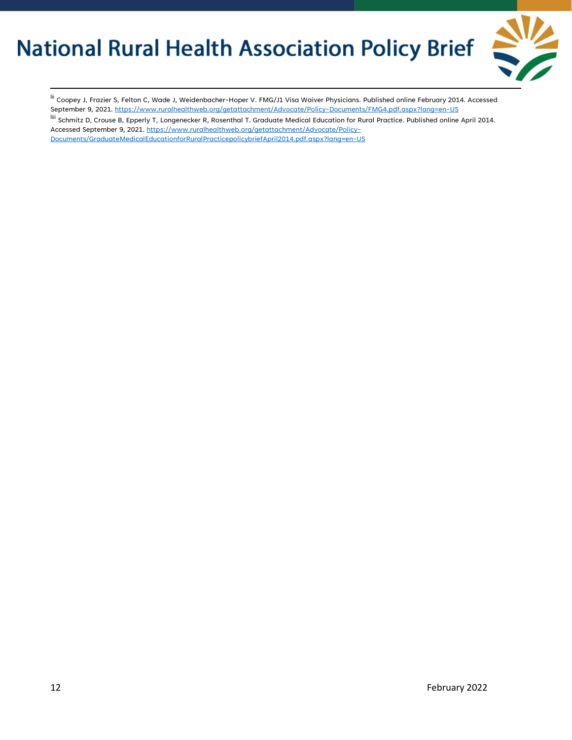[lii] Coopey J, Frazier S, Felton C, Wade J, Weidenbacher-Hoper V. FMG/J1 Visa Waiver Physicians. Published online February 2014. Accessed September 9, 2021. https://www.ruralhealthweb.org/getattachment/Advocate/Policy-Documents/FMG4.pdf.aspx?lang=en-US

[liii] Schmitz D, Crouse B, Epperly T, Longenecker R, Rosenthal T. Graduate Medical Education for Rural Practice. Published online April 2014. Accessed September 9, 2021. https://www.ruralhealthweb.org/getattachment/Advocate/Policy-Documents/GraduateMedicalEducationforRuralPracticepolicybriefApril2014.pdf.aspx?lang=en-US